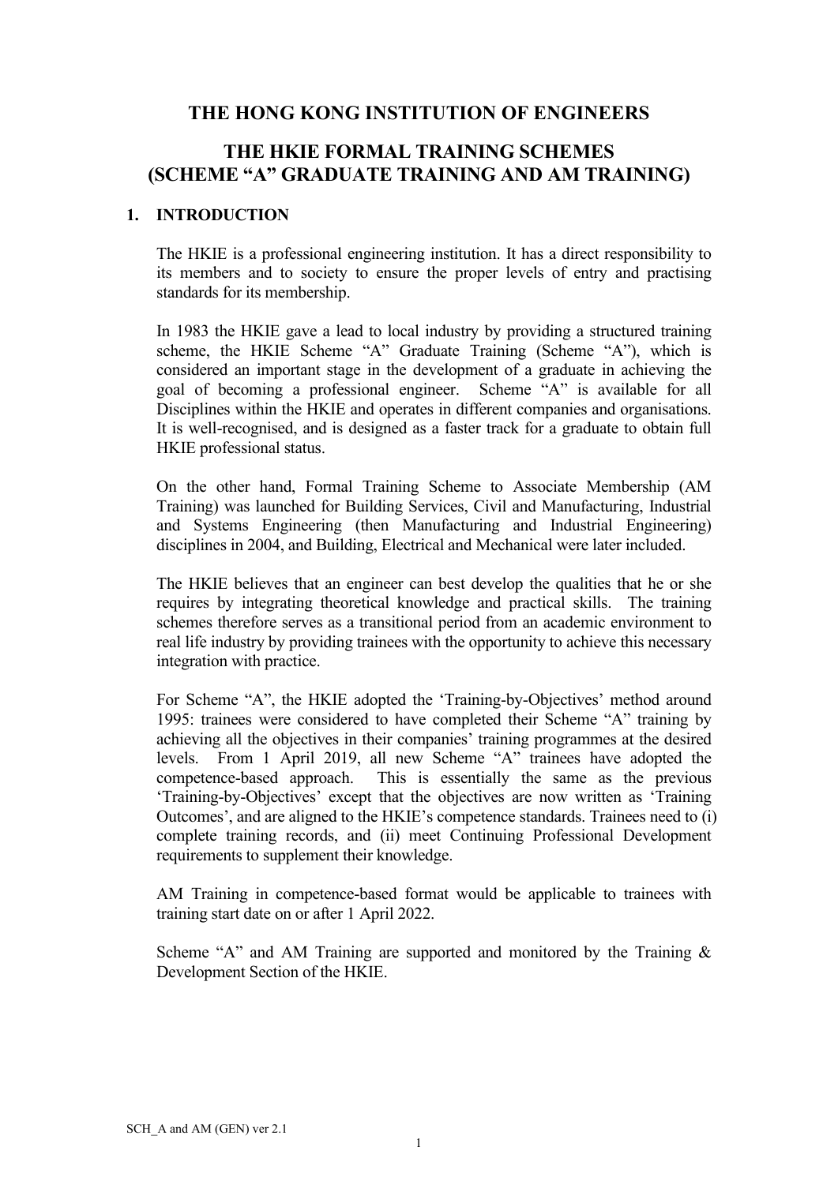# THE HONG KONG INSTITUTION OF ENGINEERS

## THE HKIE FORMAL TRAINING SCHEMES (SCHEME "A" GRADUATE TRAINING AND AM TRAINING)

### 1. INTRODUCTION

The HKIE is a professional engineering institution. It has a direct responsibility to its members and to society to ensure the proper levels of entry and practising standards for its membership.

In 1983 the HKIE gave a lead to local industry by providing a structured training scheme, the HKIE Scheme "A" Graduate Training (Scheme "A"), which is considered an important stage in the development of a graduate in achieving the goal of becoming a professional engineer. Scheme "A" is available for all Disciplines within the HKIE and operates in different companies and organisations. It is well-recognised, and is designed as a faster track for a graduate to obtain full HKIE professional status.

On the other hand, Formal Training Scheme to Associate Membership (AM Training) was launched for Building Services, Civil and Manufacturing, Industrial and Systems Engineering (then Manufacturing and Industrial Engineering) disciplines in 2004, and Building, Electrical and Mechanical were later included.

The HKIE believes that an engineer can best develop the qualities that he or she requires by integrating theoretical knowledge and practical skills. The training schemes therefore serves as a transitional period from an academic environment to real life industry by providing trainees with the opportunity to achieve this necessary integration with practice.

For Scheme "A", the HKIE adopted the 'Training-by-Objectives' method around 1995: trainees were considered to have completed their Scheme "A" training by achieving all the objectives in their companies' training programmes at the desired levels. From 1 April 2019, all new Scheme "A" trainees have adopted the competence-based approach. This is essentially the same as the previous 'Training-by-Objectives' except that the objectives are now written as 'Training Outcomes', and are aligned to the HKIE's competence standards. Trainees need to (i) complete training records, and (ii) meet Continuing Professional Development requirements to supplement their knowledge.

AM Training in competence-based format would be applicable to trainees with training start date on or after 1 April 2022.

Scheme "A" and AM Training are supported and monitored by the Training & Development Section of the HKIE.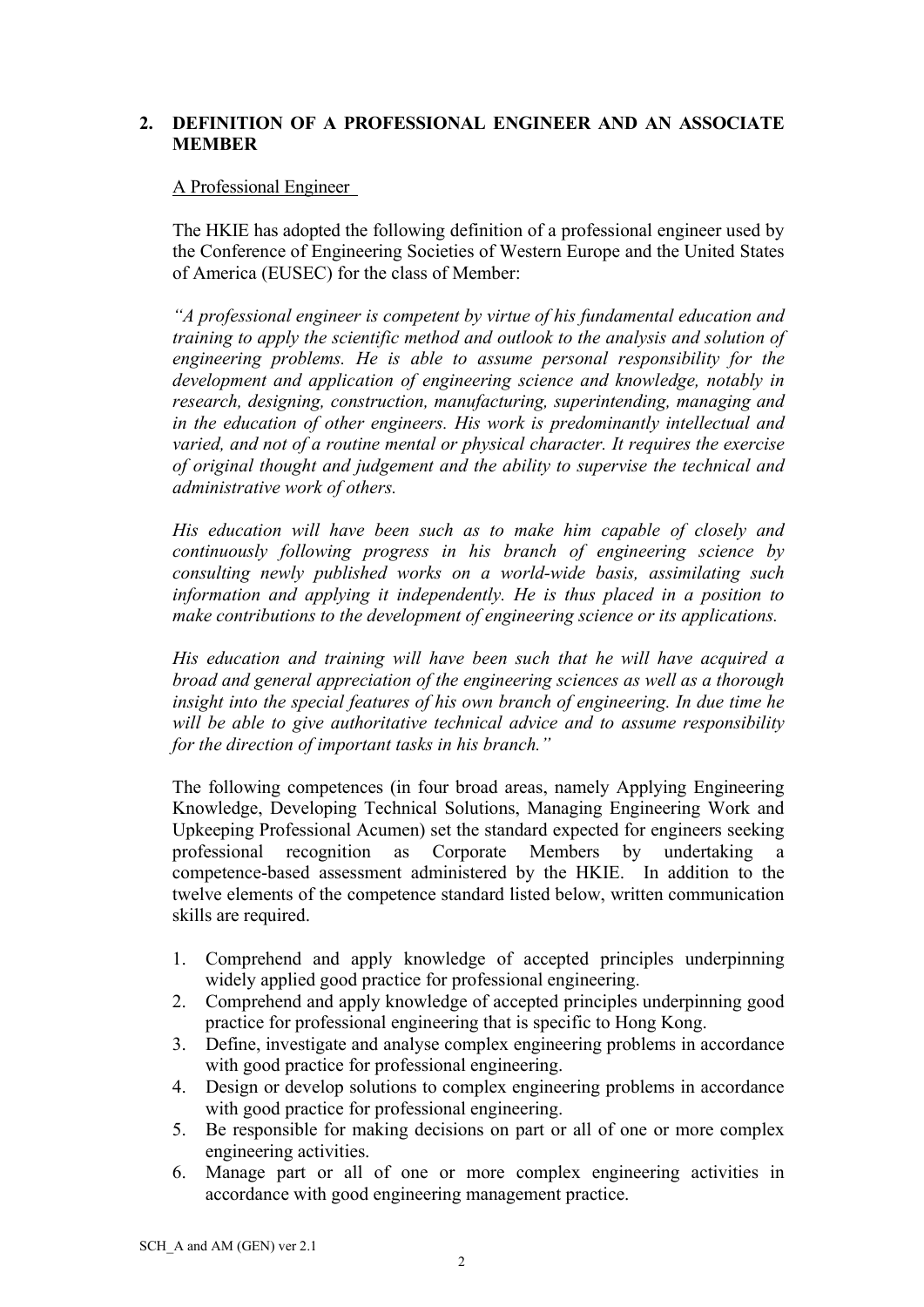## 2. DEFINITION OF A PROFESSIONAL ENGINEER AND AN ASSOCIATE MEMBER

A Professional Engineer

The HKIE has adopted the following definition of a professional engineer used by the Conference of Engineering Societies of Western Europe and the United States of America (EUSEC) for the class of Member:

*"A professional engineer is competent by virtue of his fundamental education and training to apply the scientific method and outlook to the analysis and solution of engineering problems. He is able to assume personal responsibility for the development and application of engineering science and knowledge, notably in research, designing, construction, manufacturing, superintending, managing and in the education of other engineers. His work is predominantly intellectual and varied, and not of a routine mental or physical character. It requires the exercise of original thought and judgement and the ability to supervise the technical and administrative work of others.*

*His education will have been such as to make him capable of closely and continuously following progress in his branch of engineering science by consulting newly published works on a world-wide basis, assimilating such information and applying it independently. He is thus placed in a position to make contributions to the development of engineering science or its applications.*

*His education and training will have been such that he will have acquired a broad and general appreciation of the engineering sciences as well as a thorough insight into the special features of his own branch of engineering. In due time he will be able to give authoritative technical advice and to assume responsibility for the direction of important tasks in his branch."*

The following competences (in four broad areas, namely Applying Engineering Knowledge, Developing Technical Solutions, Managing Engineering Work and Upkeeping Professional Acumen) set the standard expected for engineers seeking professional recognition as Corporate Members by undertaking a competence-based assessment administered by the HKIE. In addition to the twelve elements of the competence standard listed below, written communication skills are required.

1. Comprehend and apply knowledge of accepted principles underpinning widely applied good practice for professional engineering.
2. Comprehend and apply knowledge of accepted principles underpinning good practice for professional engineering that is specific to Hong Kong.
3. Define, investigate and analyse complex engineering problems in accordance with good practice for professional engineering.
4. Design or develop solutions to complex engineering problems in accordance with good practice for professional engineering.
5. Be responsible for making decisions on part or all of one or more complex engineering activities.
6. Manage part or all of one or more complex engineering activities in accordance with good engineering management practice.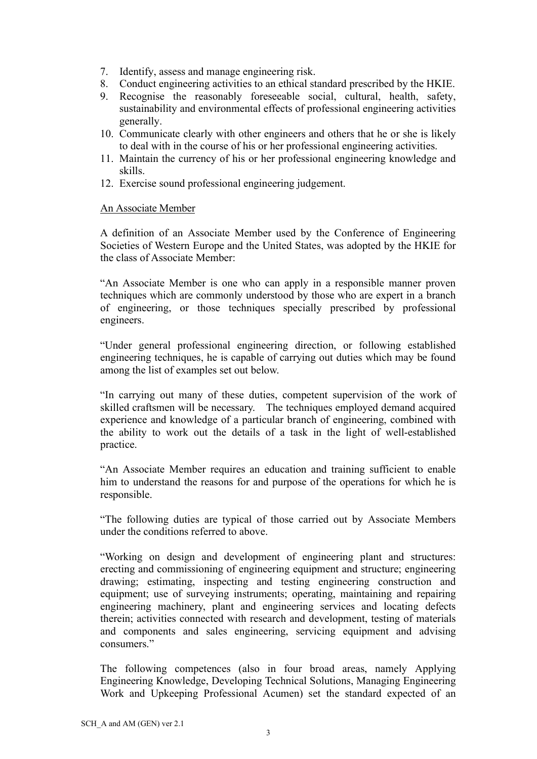7. Identify, assess and manage engineering risk.
8. Conduct engineering activities to an ethical standard prescribed by the HKIE.
9. Recognise the reasonably foreseeable social, cultural, health, safety, sustainability and environmental effects of professional engineering activities generally.
10. Communicate clearly with other engineers and others that he or she is likely to deal with in the course of his or her professional engineering activities.
11. Maintain the currency of his or her professional engineering knowledge and skills.
12. Exercise sound professional engineering judgement.

<u>An Associate Member</u>

A definition of an Associate Member used by the Conference of Engineering Societies of Western Europe and the United States, was adopted by the HKIE for the class of Associate Member:

"An Associate Member is one who can apply in a responsible manner proven techniques which are commonly understood by those who are expert in a branch of engineering, or those techniques specially prescribed by professional engineers.

"Under general professional engineering direction, or following established engineering techniques, he is capable of carrying out duties which may be found among the list of examples set out below.

"In carrying out many of these duties, competent supervision of the work of skilled craftsmen will be necessary. The techniques employed demand acquired experience and knowledge of a particular branch of engineering, combined with the ability to work out the details of a task in the light of well-established practice.

"An Associate Member requires an education and training sufficient to enable him to understand the reasons for and purpose of the operations for which he is responsible.

"The following duties are typical of those carried out by Associate Members under the conditions referred to above.

"Working on design and development of engineering plant and structures: erecting and commissioning of engineering equipment and structure; engineering drawing; estimating, inspecting and testing engineering construction and equipment; use of surveying instruments; operating, maintaining and repairing engineering machinery, plant and engineering services and locating defects therein; activities connected with research and development, testing of materials and components and sales engineering, servicing equipment and advising consumers."

The following competences (also in four broad areas, namely Applying Engineering Knowledge, Developing Technical Solutions, Managing Engineering Work and Upkeeping Professional Acumen) set the standard expected of an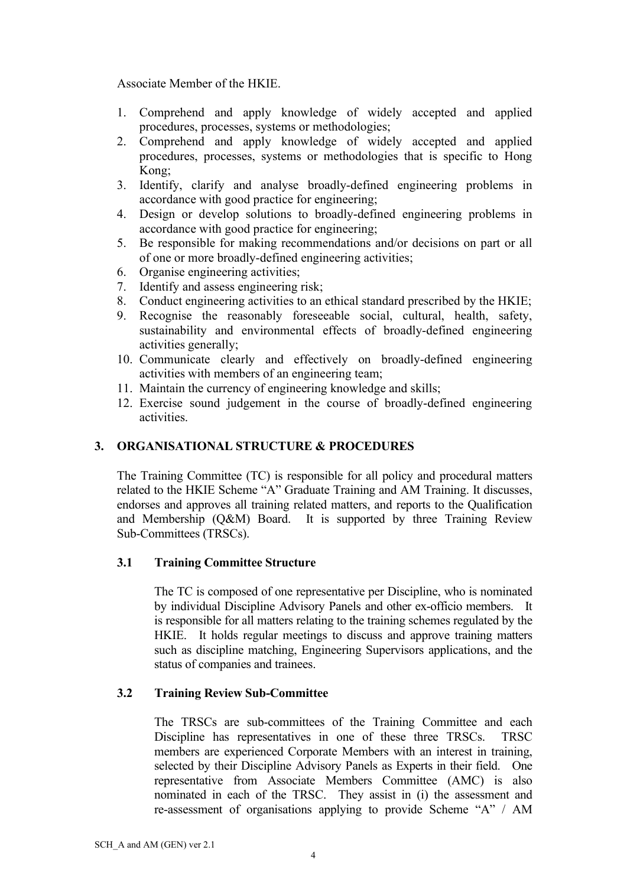Associate Member of the HKIE.

1. Comprehend and apply knowledge of widely accepted and applied procedures, processes, systems or methodologies;
2. Comprehend and apply knowledge of widely accepted and applied procedures, processes, systems or methodologies that is specific to Hong Kong;
3. Identify, clarify and analyse broadly-defined engineering problems in accordance with good practice for engineering;
4. Design or develop solutions to broadly-defined engineering problems in accordance with good practice for engineering;
5. Be responsible for making recommendations and/or decisions on part or all of one or more broadly-defined engineering activities;
6. Organise engineering activities;
7. Identify and assess engineering risk;
8. Conduct engineering activities to an ethical standard prescribed by the HKIE;
9. Recognise the reasonably foreseeable social, cultural, health, safety, sustainability and environmental effects of broadly-defined engineering activities generally;
10. Communicate clearly and effectively on broadly-defined engineering activities with members of an engineering team;
11. Maintain the currency of engineering knowledge and skills;
12. Exercise sound judgement in the course of broadly-defined engineering activities.

## 3. ORGANISATIONAL STRUCTURE & PROCEDURES

The Training Committee (TC) is responsible for all policy and procedural matters related to the HKIE Scheme "A" Graduate Training and AM Training. It discusses, endorses and approves all training related matters, and reports to the Qualification and Membership (Q&M) Board. It is supported by three Training Review Sub-Committees (TRSCs).

### 3.1 Training Committee Structure

The TC is composed of one representative per Discipline, who is nominated by individual Discipline Advisory Panels and other ex-officio members. It is responsible for all matters relating to the training schemes regulated by the HKIE. It holds regular meetings to discuss and approve training matters such as discipline matching, Engineering Supervisors applications, and the status of companies and trainees.

### 3.2 Training Review Sub-Committee

The TRSCs are sub-committees of the Training Committee and each Discipline has representatives in one of these three TRSCs. TRSC members are experienced Corporate Members with an interest in training, selected by their Discipline Advisory Panels as Experts in their field. One representative from Associate Members Committee (AMC) is also nominated in each of the TRSC. They assist in (i) the assessment and re-assessment of organisations applying to provide Scheme "A" / AM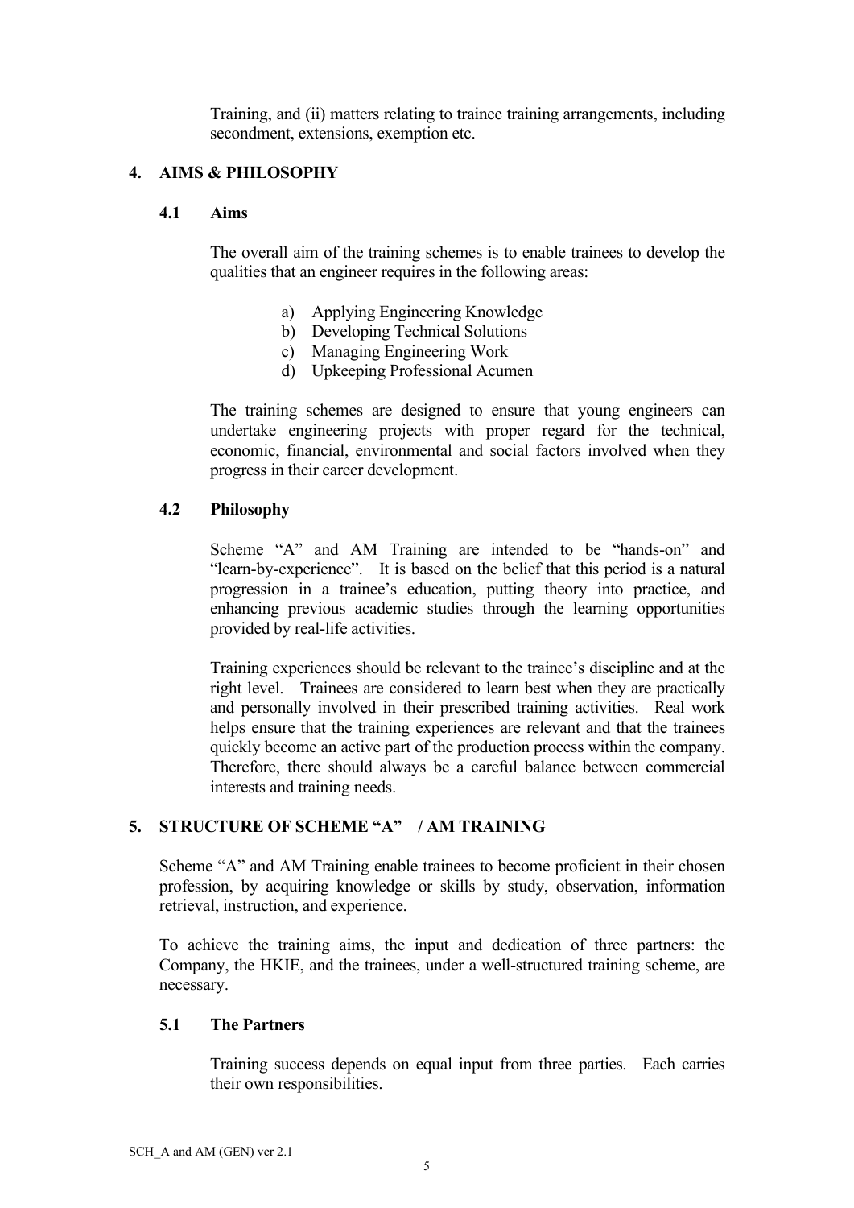Training, and (ii) matters relating to trainee training arrangements, including secondment, extensions, exemption etc.

## 4. AIMS & PHILOSOPHY

### 4.1 Aims

The overall aim of the training schemes is to enable trainees to develop the qualities that an engineer requires in the following areas:

a) Applying Engineering Knowledge
b) Developing Technical Solutions
c) Managing Engineering Work
d) Upkeeping Professional Acumen

The training schemes are designed to ensure that young engineers can undertake engineering projects with proper regard for the technical, economic, financial, environmental and social factors involved when they progress in their career development.

### 4.2 Philosophy

Scheme "A" and AM Training are intended to be "hands-on" and "learn-by-experience". It is based on the belief that this period is a natural progression in a trainee's education, putting theory into practice, and enhancing previous academic studies through the learning opportunities provided by real-life activities.

Training experiences should be relevant to the trainee's discipline and at the right level. Trainees are considered to learn best when they are practically and personally involved in their prescribed training activities. Real work helps ensure that the training experiences are relevant and that the trainees quickly become an active part of the production process within the company. Therefore, there should always be a careful balance between commercial interests and training needs.

## 5. STRUCTURE OF SCHEME "A" / AM TRAINING

Scheme "A" and AM Training enable trainees to become proficient in their chosen profession, by acquiring knowledge or skills by study, observation, information retrieval, instruction, and experience.

To achieve the training aims, the input and dedication of three partners: the Company, the HKIE, and the trainees, under a well-structured training scheme, are necessary.

### 5.1 The Partners

Training success depends on equal input from three parties. Each carries their own responsibilities.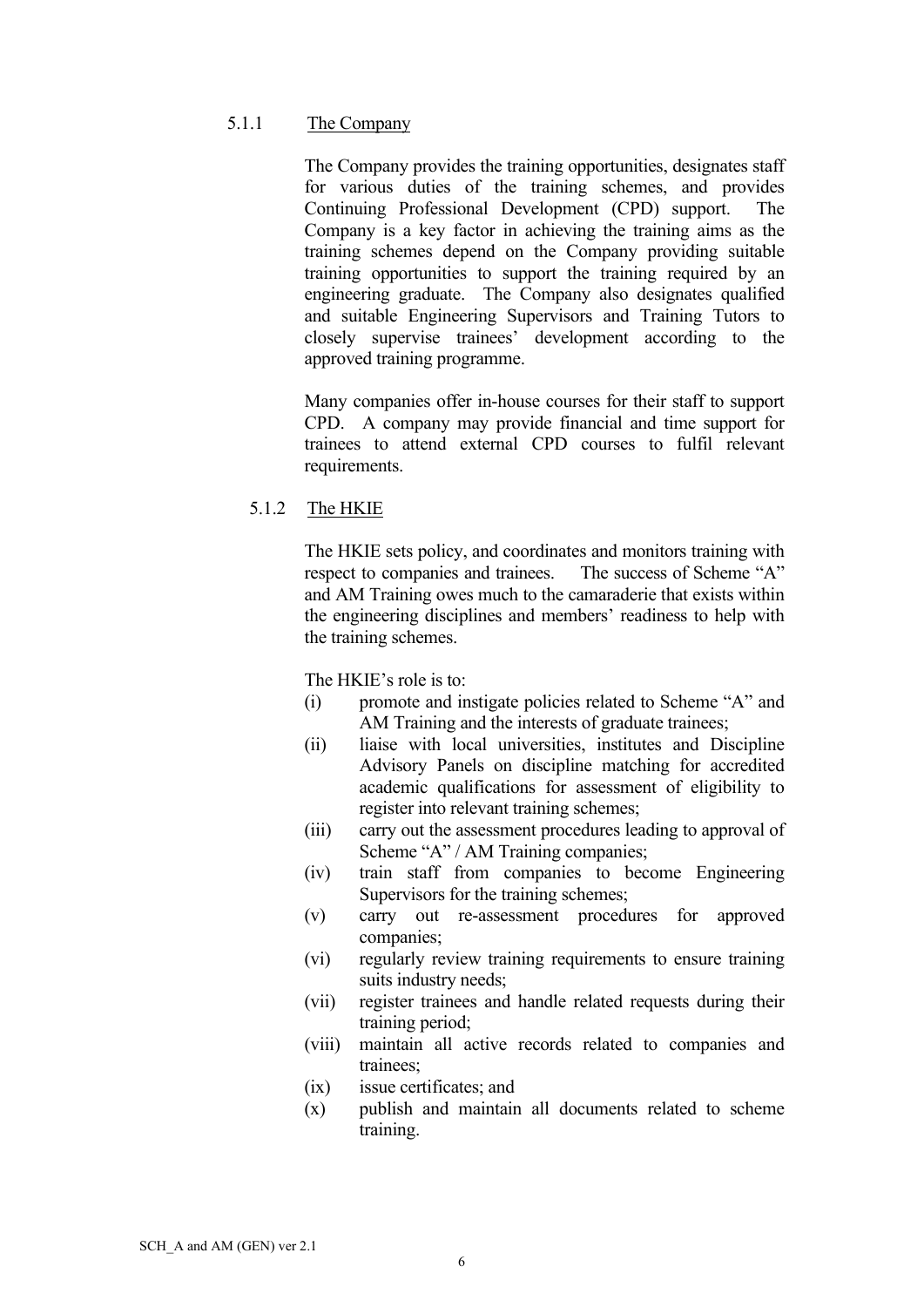#### 5.1.1 The Company

The Company provides the training opportunities, designates staff for various duties of the training schemes, and provides Continuing Professional Development (CPD) support. The Company is a key factor in achieving the training aims as the training schemes depend on the Company providing suitable training opportunities to support the training required by an engineering graduate. The Company also designates qualified and suitable Engineering Supervisors and Training Tutors to closely supervise trainees' development according to the approved training programme.

Many companies offer in-house courses for their staff to support CPD. A company may provide financial and time support for trainees to attend external CPD courses to fulfil relevant requirements.

#### 5.1.2 The HKIE

The HKIE sets policy, and coordinates and monitors training with respect to companies and trainees. The success of Scheme "A" and AM Training owes much to the camaraderie that exists within the engineering disciplines and members' readiness to help with the training schemes.

The HKIE's role is to:

(i) promote and instigate policies related to Scheme "A" and AM Training and the interests of graduate trainees;

(ii) liaise with local universities, institutes and Discipline Advisory Panels on discipline matching for accredited academic qualifications for assessment of eligibility to register into relevant training schemes;

(iii) carry out the assessment procedures leading to approval of Scheme "A" / AM Training companies;

(iv) train staff from companies to become Engineering Supervisors for the training schemes;

(v) carry out re-assessment procedures for approved companies;

(vi) regularly review training requirements to ensure training suits industry needs;

(vii) register trainees and handle related requests during their training period;

(viii) maintain all active records related to companies and trainees;

(ix) issue certificates; and

(x) publish and maintain all documents related to scheme training.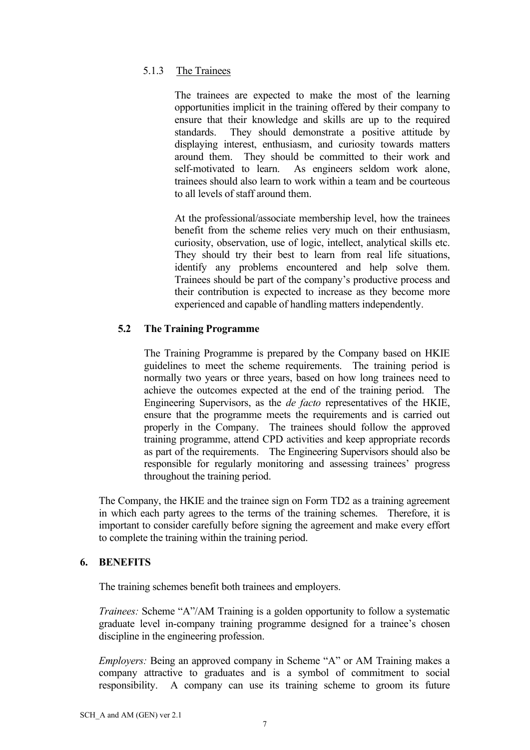#### 5.1.3 The Trainees

The trainees are expected to make the most of the learning opportunities implicit in the training offered by their company to ensure that their knowledge and skills are up to the required standards. They should demonstrate a positive attitude by displaying interest, enthusiasm, and curiosity towards matters around them. They should be committed to their work and self-motivated to learn. As engineers seldom work alone, trainees should also learn to work within a team and be courteous to all levels of staff around them.

At the professional/associate membership level, how the trainees benefit from the scheme relies very much on their enthusiasm, curiosity, observation, use of logic, intellect, analytical skills etc. They should try their best to learn from real life situations, identify any problems encountered and help solve them. Trainees should be part of the company's productive process and their contribution is expected to increase as they become more experienced and capable of handling matters independently.

### 5.2 The Training Programme

The Training Programme is prepared by the Company based on HKIE guidelines to meet the scheme requirements. The training period is normally two years or three years, based on how long trainees need to achieve the outcomes expected at the end of the training period. The Engineering Supervisors, as the *de facto* representatives of the HKIE, ensure that the programme meets the requirements and is carried out properly in the Company. The trainees should follow the approved training programme, attend CPD activities and keep appropriate records as part of the requirements. The Engineering Supervisors should also be responsible for regularly monitoring and assessing trainees' progress throughout the training period.

The Company, the HKIE and the trainee sign on Form TD2 as a training agreement in which each party agrees to the terms of the training schemes. Therefore, it is important to consider carefully before signing the agreement and make every effort to complete the training within the training period.

## 6. BENEFITS

The training schemes benefit both trainees and employers.

*Trainees:* Scheme "A"/AM Training is a golden opportunity to follow a systematic graduate level in-company training programme designed for a trainee's chosen discipline in the engineering profession.

*Employers:* Being an approved company in Scheme "A" or AM Training makes a company attractive to graduates and is a symbol of commitment to social responsibility. A company can use its training scheme to groom its future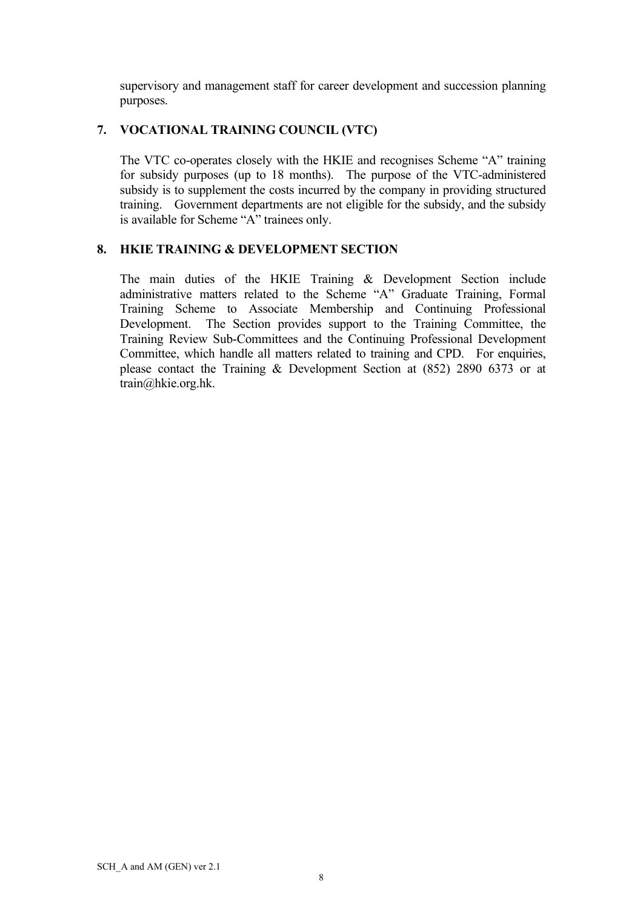supervisory and management staff for career development and succession planning purposes.

## 7. VOCATIONAL TRAINING COUNCIL (VTC)

The VTC co-operates closely with the HKIE and recognises Scheme "A" training for subsidy purposes (up to 18 months). The purpose of the VTC-administered subsidy is to supplement the costs incurred by the company in providing structured training. Government departments are not eligible for the subsidy, and the subsidy is available for Scheme "A" trainees only.

## 8. HKIE TRAINING & DEVELOPMENT SECTION

The main duties of the HKIE Training & Development Section include administrative matters related to the Scheme "A" Graduate Training, Formal Training Scheme to Associate Membership and Continuing Professional Development. The Section provides support to the Training Committee, the Training Review Sub-Committees and the Continuing Professional Development Committee, which handle all matters related to training and CPD. For enquiries, please contact the Training & Development Section at (852) 2890 6373 or at train@hkie.org.hk.